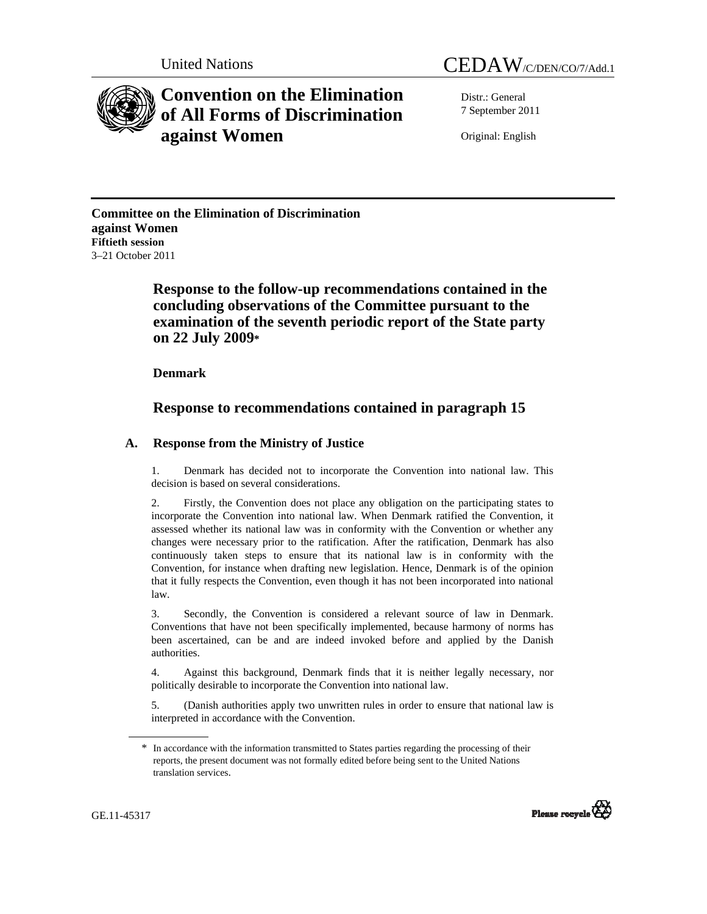United Nations CEDAW/C/DEN/CO/7/Add.1

# Convention on the Elimination of All Forms of Discrimination against Women

Distr.: General
7 September 2011

Original: English

**Committee on the Elimination of Discrimination against Women**
**Fiftieth session**
3–21 October 2011

## Response to the follow-up recommendations contained in the concluding observations of the Committee pursuant to the examination of the seventh periodic report of the State party on 22 July 2009*

**Denmark**

## Response to recommendations contained in paragraph 15

### A. Response from the Ministry of Justice

1. Denmark has decided not to incorporate the Convention into national law. This decision is based on several considerations.

2. Firstly, the Convention does not place any obligation on the participating states to incorporate the Convention into national law. When Denmark ratified the Convention, it assessed whether its national law was in conformity with the Convention or whether any changes were necessary prior to the ratification. After the ratification, Denmark has also continuously taken steps to ensure that its national law is in conformity with the Convention, for instance when drafting new legislation. Hence, Denmark is of the opinion that it fully respects the Convention, even though it has not been incorporated into national law.

3. Secondly, the Convention is considered a relevant source of law in Denmark. Conventions that have not been specifically implemented, because harmony of norms has been ascertained, can be and are indeed invoked before and applied by the Danish authorities.

4. Against this background, Denmark finds that it is neither legally necessary, nor politically desirable to incorporate the Convention into national law.

5. (Danish authorities apply two unwritten rules in order to ensure that national law is interpreted in accordance with the Convention.

\* In accordance with the information transmitted to States parties regarding the processing of their reports, the present document was not formally edited before being sent to the United Nations translation services.

GE.11-45317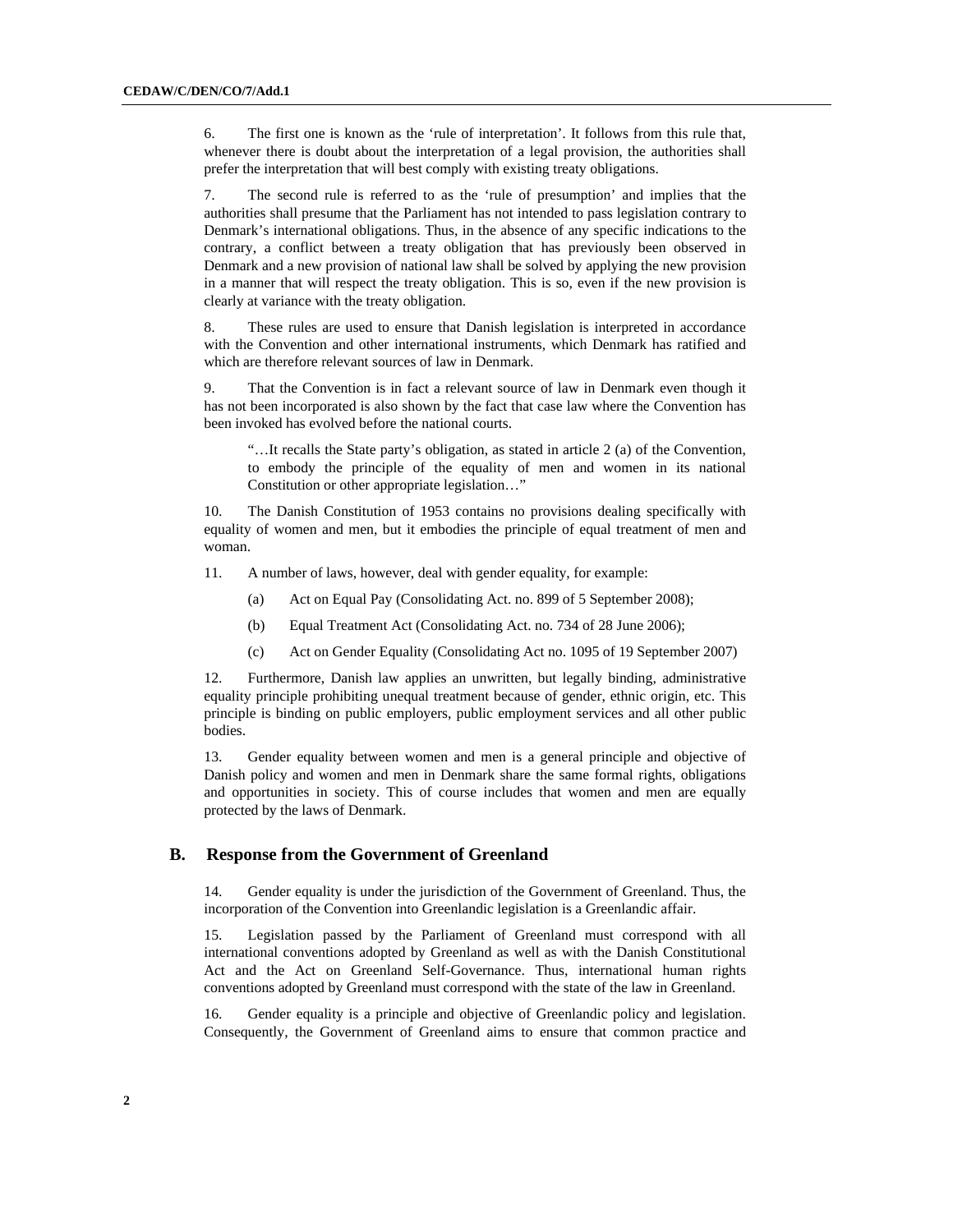6. The first one is known as the 'rule of interpretation'. It follows from this rule that, whenever there is doubt about the interpretation of a legal provision, the authorities shall prefer the interpretation that will best comply with existing treaty obligations.

7. The second rule is referred to as the 'rule of presumption' and implies that the authorities shall presume that the Parliament has not intended to pass legislation contrary to Denmark's international obligations. Thus, in the absence of any specific indications to the contrary, a conflict between a treaty obligation that has previously been observed in Denmark and a new provision of national law shall be solved by applying the new provision in a manner that will respect the treaty obligation. This is so, even if the new provision is clearly at variance with the treaty obligation.

8. These rules are used to ensure that Danish legislation is interpreted in accordance with the Convention and other international instruments, which Denmark has ratified and which are therefore relevant sources of law in Denmark.

9. That the Convention is in fact a relevant source of law in Denmark even though it has not been incorporated is also shown by the fact that case law where the Convention has been invoked has evolved before the national courts.

> "…It recalls the State party's obligation, as stated in article 2 (a) of the Convention, to embody the principle of the equality of men and women in its national Constitution or other appropriate legislation…"

10. The Danish Constitution of 1953 contains no provisions dealing specifically with equality of women and men, but it embodies the principle of equal treatment of men and woman.

11. A number of laws, however, deal with gender equality, for example:

(a) Act on Equal Pay (Consolidating Act. no. 899 of 5 September 2008);

(b) Equal Treatment Act (Consolidating Act. no. 734 of 28 June 2006);

(c) Act on Gender Equality (Consolidating Act no. 1095 of 19 September 2007)

12. Furthermore, Danish law applies an unwritten, but legally binding, administrative equality principle prohibiting unequal treatment because of gender, ethnic origin, etc. This principle is binding on public employers, public employment services and all other public bodies.

13. Gender equality between women and men is a general principle and objective of Danish policy and women and men in Denmark share the same formal rights, obligations and opportunities in society. This of course includes that women and men are equally protected by the laws of Denmark.

## B. Response from the Government of Greenland

14. Gender equality is under the jurisdiction of the Government of Greenland. Thus, the incorporation of the Convention into Greenlandic legislation is a Greenlandic affair.

15. Legislation passed by the Parliament of Greenland must correspond with all international conventions adopted by Greenland as well as with the Danish Constitutional Act and the Act on Greenland Self-Governance. Thus, international human rights conventions adopted by Greenland must correspond with the state of the law in Greenland.

16. Gender equality is a principle and objective of Greenlandic policy and legislation. Consequently, the Government of Greenland aims to ensure that common practice and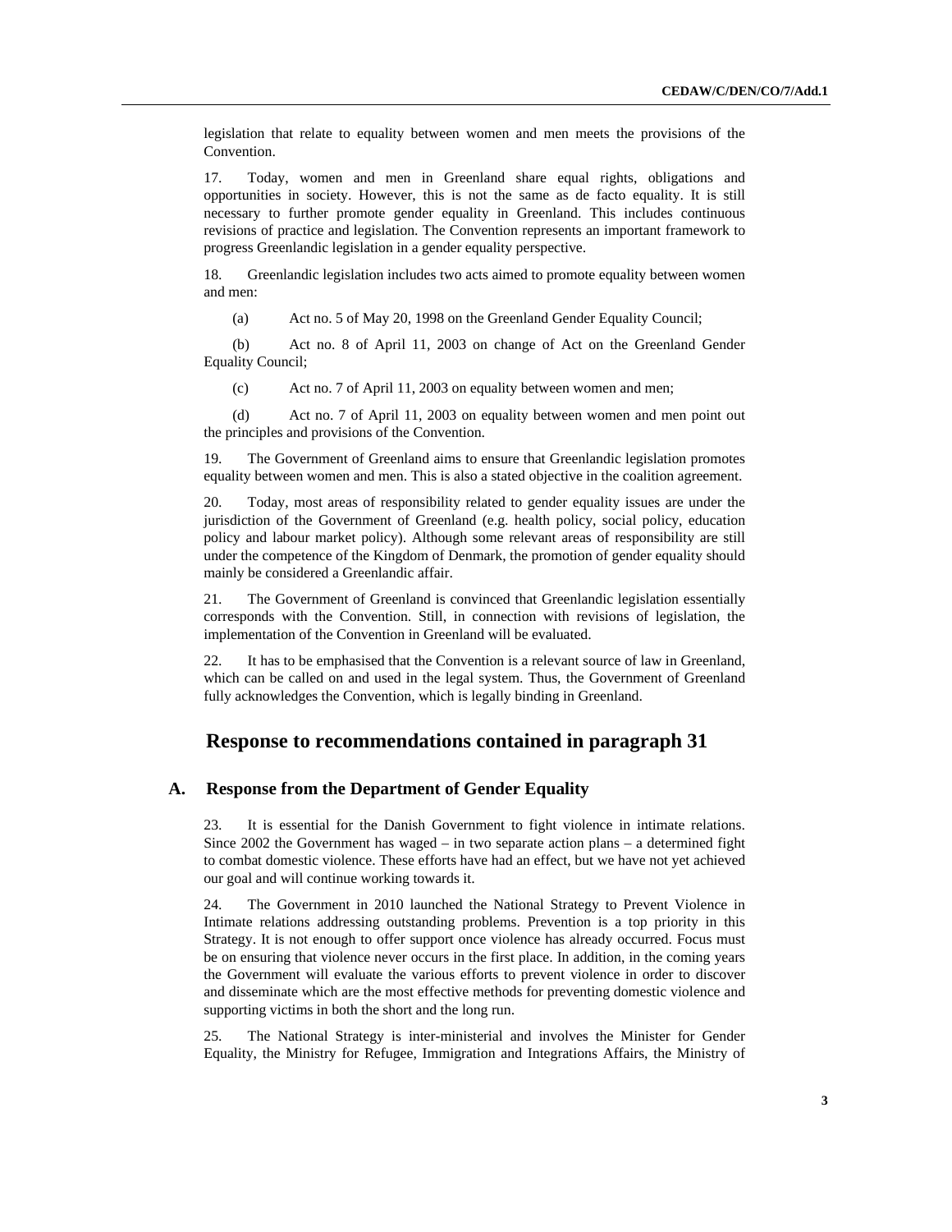legislation that relate to equality between women and men meets the provisions of the Convention.

17. Today, women and men in Greenland share equal rights, obligations and opportunities in society. However, this is not the same as de facto equality. It is still necessary to further promote gender equality in Greenland. This includes continuous revisions of practice and legislation. The Convention represents an important framework to progress Greenlandic legislation in a gender equality perspective.

18. Greenlandic legislation includes two acts aimed to promote equality between women and men:

(a) Act no. 5 of May 20, 1998 on the Greenland Gender Equality Council;

(b) Act no. 8 of April 11, 2003 on change of Act on the Greenland Gender Equality Council;

(c) Act no. 7 of April 11, 2003 on equality between women and men;

(d) Act no. 7 of April 11, 2003 on equality between women and men point out the principles and provisions of the Convention.

19. The Government of Greenland aims to ensure that Greenlandic legislation promotes equality between women and men. This is also a stated objective in the coalition agreement.

20. Today, most areas of responsibility related to gender equality issues are under the jurisdiction of the Government of Greenland (e.g. health policy, social policy, education policy and labour market policy). Although some relevant areas of responsibility are still under the competence of the Kingdom of Denmark, the promotion of gender equality should mainly be considered a Greenlandic affair.

21. The Government of Greenland is convinced that Greenlandic legislation essentially corresponds with the Convention. Still, in connection with revisions of legislation, the implementation of the Convention in Greenland will be evaluated.

22. It has to be emphasised that the Convention is a relevant source of law in Greenland, which can be called on and used in the legal system. Thus, the Government of Greenland fully acknowledges the Convention, which is legally binding in Greenland.

## Response to recommendations contained in paragraph 31

### A. Response from the Department of Gender Equality

23. It is essential for the Danish Government to fight violence in intimate relations. Since 2002 the Government has waged – in two separate action plans – a determined fight to combat domestic violence. These efforts have had an effect, but we have not yet achieved our goal and will continue working towards it.

24. The Government in 2010 launched the National Strategy to Prevent Violence in Intimate relations addressing outstanding problems. Prevention is a top priority in this Strategy. It is not enough to offer support once violence has already occurred. Focus must be on ensuring that violence never occurs in the first place. In addition, in the coming years the Government will evaluate the various efforts to prevent violence in order to discover and disseminate which are the most effective methods for preventing domestic violence and supporting victims in both the short and the long run.

25. The National Strategy is inter-ministerial and involves the Minister for Gender Equality, the Ministry for Refugee, Immigration and Integrations Affairs, the Ministry of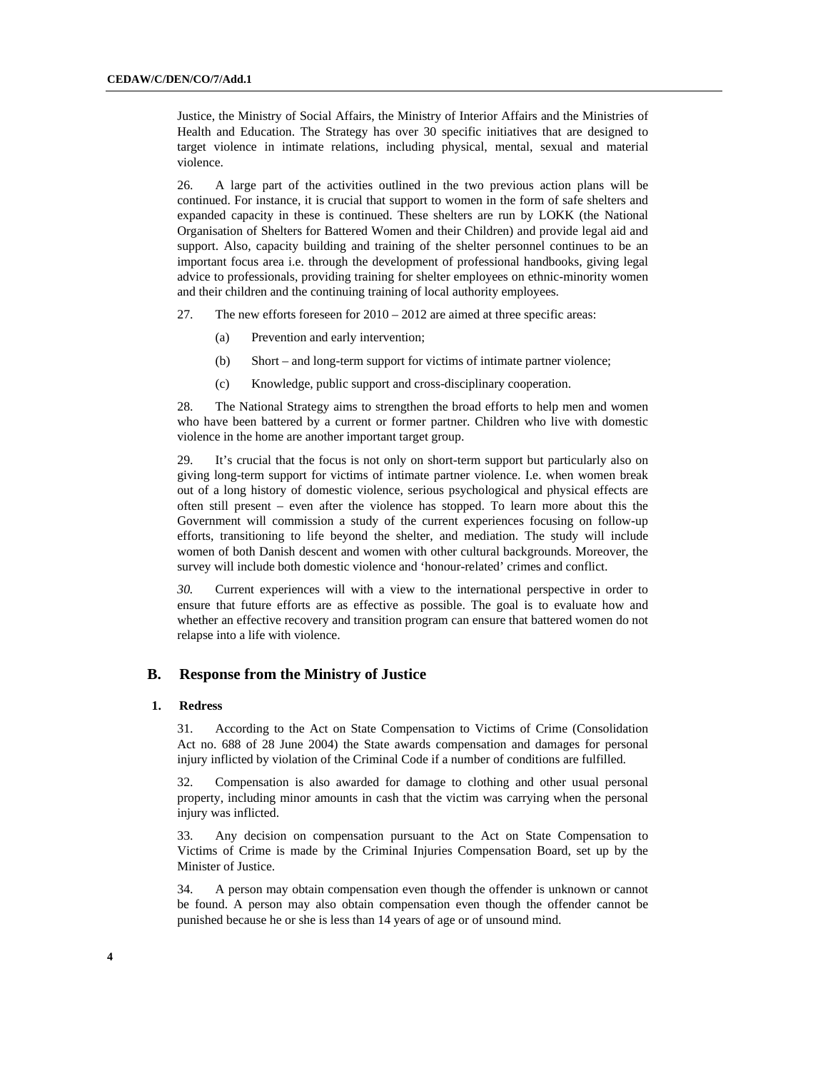Justice, the Ministry of Social Affairs, the Ministry of Interior Affairs and the Ministries of Health and Education. The Strategy has over 30 specific initiatives that are designed to target violence in intimate relations, including physical, mental, sexual and material violence.

26. A large part of the activities outlined in the two previous action plans will be continued. For instance, it is crucial that support to women in the form of safe shelters and expanded capacity in these is continued. These shelters are run by LOKK (the National Organisation of Shelters for Battered Women and their Children) and provide legal aid and support. Also, capacity building and training of the shelter personnel continues to be an important focus area i.e. through the development of professional handbooks, giving legal advice to professionals, providing training for shelter employees on ethnic-minority women and their children and the continuing training of local authority employees.

27. The new efforts foreseen for 2010 – 2012 are aimed at three specific areas:

(a) Prevention and early intervention;

(b) Short – and long-term support for victims of intimate partner violence;

(c) Knowledge, public support and cross-disciplinary cooperation.

28. The National Strategy aims to strengthen the broad efforts to help men and women who have been battered by a current or former partner. Children who live with domestic violence in the home are another important target group.

29. It's crucial that the focus is not only on short-term support but particularly also on giving long-term support for victims of intimate partner violence. I.e. when women break out of a long history of domestic violence, serious psychological and physical effects are often still present – even after the violence has stopped. To learn more about this the Government will commission a study of the current experiences focusing on follow-up efforts, transitioning to life beyond the shelter, and mediation. The study will include women of both Danish descent and women with other cultural backgrounds. Moreover, the survey will include both domestic violence and 'honour-related' crimes and conflict.

*30.* Current experiences will with a view to the international perspective in order to ensure that future efforts are as effective as possible. The goal is to evaluate how and whether an effective recovery and transition program can ensure that battered women do not relapse into a life with violence.

## B. Response from the Ministry of Justice

### 1. Redress

31. According to the Act on State Compensation to Victims of Crime (Consolidation Act no. 688 of 28 June 2004) the State awards compensation and damages for personal injury inflicted by violation of the Criminal Code if a number of conditions are fulfilled.

32. Compensation is also awarded for damage to clothing and other usual personal property, including minor amounts in cash that the victim was carrying when the personal injury was inflicted.

33. Any decision on compensation pursuant to the Act on State Compensation to Victims of Crime is made by the Criminal Injuries Compensation Board, set up by the Minister of Justice.

34. A person may obtain compensation even though the offender is unknown or cannot be found. A person may also obtain compensation even though the offender cannot be punished because he or she is less than 14 years of age or of unsound mind.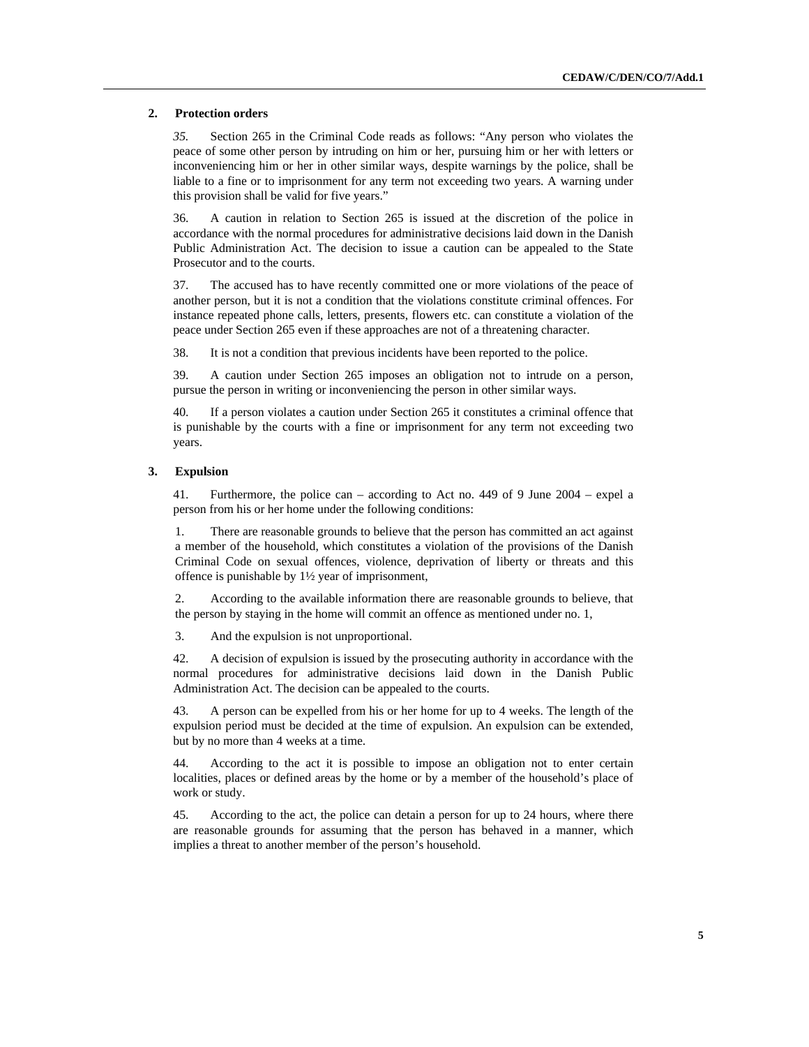### 2. Protection orders

*35.* Section 265 in the Criminal Code reads as follows: "Any person who violates the peace of some other person by intruding on him or her, pursuing him or her with letters or inconveniencing him or her in other similar ways, despite warnings by the police, shall be liable to a fine or to imprisonment for any term not exceeding two years. A warning under this provision shall be valid for five years."

36. A caution in relation to Section 265 is issued at the discretion of the police in accordance with the normal procedures for administrative decisions laid down in the Danish Public Administration Act. The decision to issue a caution can be appealed to the State Prosecutor and to the courts.

37. The accused has to have recently committed one or more violations of the peace of another person, but it is not a condition that the violations constitute criminal offences. For instance repeated phone calls, letters, presents, flowers etc. can constitute a violation of the peace under Section 265 even if these approaches are not of a threatening character.

38. It is not a condition that previous incidents have been reported to the police.

39. A caution under Section 265 imposes an obligation not to intrude on a person, pursue the person in writing or inconveniencing the person in other similar ways.

40. If a person violates a caution under Section 265 it constitutes a criminal offence that is punishable by the courts with a fine or imprisonment for any term not exceeding two years.

### 3. Expulsion

41. Furthermore, the police can – according to Act no. 449 of 9 June 2004 – expel a person from his or her home under the following conditions:

1. There are reasonable grounds to believe that the person has committed an act against a member of the household, which constitutes a violation of the provisions of the Danish Criminal Code on sexual offences, violence, deprivation of liberty or threats and this offence is punishable by 1½ year of imprisonment,

2. According to the available information there are reasonable grounds to believe, that the person by staying in the home will commit an offence as mentioned under no. 1,

3. And the expulsion is not unproportional.

42. A decision of expulsion is issued by the prosecuting authority in accordance with the normal procedures for administrative decisions laid down in the Danish Public Administration Act. The decision can be appealed to the courts.

43. A person can be expelled from his or her home for up to 4 weeks. The length of the expulsion period must be decided at the time of expulsion. An expulsion can be extended, but by no more than 4 weeks at a time.

44. According to the act it is possible to impose an obligation not to enter certain localities, places or defined areas by the home or by a member of the household's place of work or study.

45. According to the act, the police can detain a person for up to 24 hours, where there are reasonable grounds for assuming that the person has behaved in a manner, which implies a threat to another member of the person's household.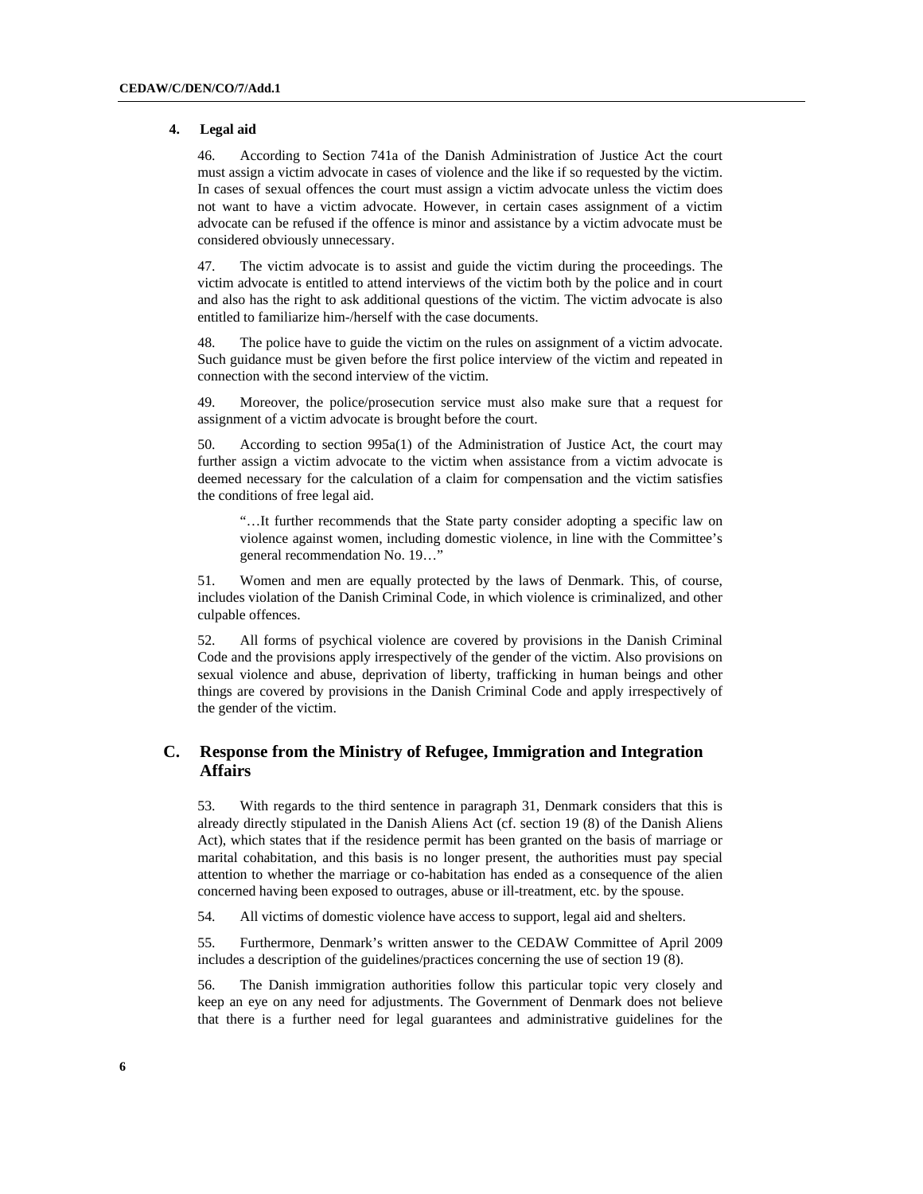### 4. Legal aid

46. According to Section 741a of the Danish Administration of Justice Act the court must assign a victim advocate in cases of violence and the like if so requested by the victim. In cases of sexual offences the court must assign a victim advocate unless the victim does not want to have a victim advocate. However, in certain cases assignment of a victim advocate can be refused if the offence is minor and assistance by a victim advocate must be considered obviously unnecessary.

47. The victim advocate is to assist and guide the victim during the proceedings. The victim advocate is entitled to attend interviews of the victim both by the police and in court and also has the right to ask additional questions of the victim. The victim advocate is also entitled to familiarize him-/herself with the case documents.

48. The police have to guide the victim on the rules on assignment of a victim advocate. Such guidance must be given before the first police interview of the victim and repeated in connection with the second interview of the victim.

49. Moreover, the police/prosecution service must also make sure that a request for assignment of a victim advocate is brought before the court.

50. According to section 995a(1) of the Administration of Justice Act, the court may further assign a victim advocate to the victim when assistance from a victim advocate is deemed necessary for the calculation of a claim for compensation and the victim satisfies the conditions of free legal aid.

> "…It further recommends that the State party consider adopting a specific law on violence against women, including domestic violence, in line with the Committee's general recommendation No. 19…"

51. Women and men are equally protected by the laws of Denmark. This, of course, includes violation of the Danish Criminal Code, in which violence is criminalized, and other culpable offences.

52. All forms of psychical violence are covered by provisions in the Danish Criminal Code and the provisions apply irrespectively of the gender of the victim. Also provisions on sexual violence and abuse, deprivation of liberty, trafficking in human beings and other things are covered by provisions in the Danish Criminal Code and apply irrespectively of the gender of the victim.

## C. Response from the Ministry of Refugee, Immigration and Integration Affairs

53. With regards to the third sentence in paragraph 31, Denmark considers that this is already directly stipulated in the Danish Aliens Act (cf. section 19 (8) of the Danish Aliens Act), which states that if the residence permit has been granted on the basis of marriage or marital cohabitation, and this basis is no longer present, the authorities must pay special attention to whether the marriage or co-habitation has ended as a consequence of the alien concerned having been exposed to outrages, abuse or ill-treatment, etc. by the spouse.

54. All victims of domestic violence have access to support, legal aid and shelters.

55. Furthermore, Denmark's written answer to the CEDAW Committee of April 2009 includes a description of the guidelines/practices concerning the use of section 19 (8).

56. The Danish immigration authorities follow this particular topic very closely and keep an eye on any need for adjustments. The Government of Denmark does not believe that there is a further need for legal guarantees and administrative guidelines for the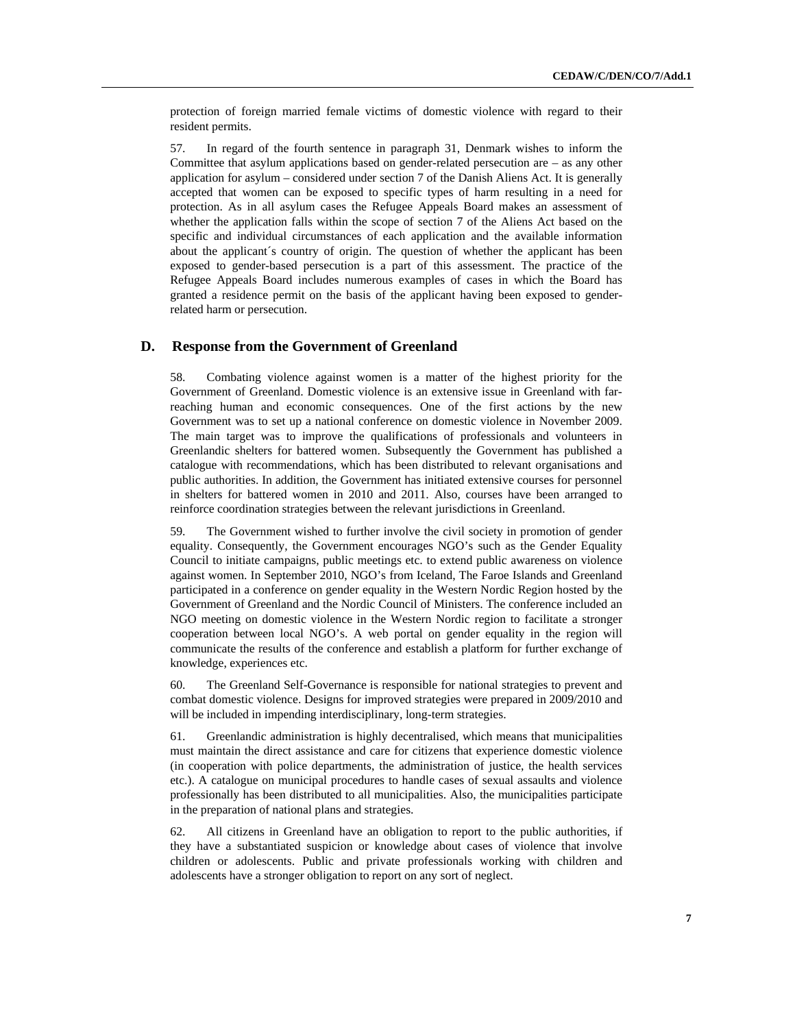protection of foreign married female victims of domestic violence with regard to their resident permits.

57. In regard of the fourth sentence in paragraph 31, Denmark wishes to inform the Committee that asylum applications based on gender-related persecution are – as any other application for asylum – considered under section 7 of the Danish Aliens Act. It is generally accepted that women can be exposed to specific types of harm resulting in a need for protection. As in all asylum cases the Refugee Appeals Board makes an assessment of whether the application falls within the scope of section 7 of the Aliens Act based on the specific and individual circumstances of each application and the available information about the applicant´s country of origin. The question of whether the applicant has been exposed to gender-based persecution is a part of this assessment. The practice of the Refugee Appeals Board includes numerous examples of cases in which the Board has granted a residence permit on the basis of the applicant having been exposed to gender-related harm or persecution.

## D. Response from the Government of Greenland

58. Combating violence against women is a matter of the highest priority for the Government of Greenland. Domestic violence is an extensive issue in Greenland with far-reaching human and economic consequences. One of the first actions by the new Government was to set up a national conference on domestic violence in November 2009. The main target was to improve the qualifications of professionals and volunteers in Greenlandic shelters for battered women. Subsequently the Government has published a catalogue with recommendations, which has been distributed to relevant organisations and public authorities. In addition, the Government has initiated extensive courses for personnel in shelters for battered women in 2010 and 2011. Also, courses have been arranged to reinforce coordination strategies between the relevant jurisdictions in Greenland.

59. The Government wished to further involve the civil society in promotion of gender equality. Consequently, the Government encourages NGO's such as the Gender Equality Council to initiate campaigns, public meetings etc. to extend public awareness on violence against women. In September 2010, NGO's from Iceland, The Faroe Islands and Greenland participated in a conference on gender equality in the Western Nordic Region hosted by the Government of Greenland and the Nordic Council of Ministers. The conference included an NGO meeting on domestic violence in the Western Nordic region to facilitate a stronger cooperation between local NGO's. A web portal on gender equality in the region will communicate the results of the conference and establish a platform for further exchange of knowledge, experiences etc.

60. The Greenland Self-Governance is responsible for national strategies to prevent and combat domestic violence. Designs for improved strategies were prepared in 2009/2010 and will be included in impending interdisciplinary, long-term strategies.

61. Greenlandic administration is highly decentralised, which means that municipalities must maintain the direct assistance and care for citizens that experience domestic violence (in cooperation with police departments, the administration of justice, the health services etc.). A catalogue on municipal procedures to handle cases of sexual assaults and violence professionally has been distributed to all municipalities. Also, the municipalities participate in the preparation of national plans and strategies.

62. All citizens in Greenland have an obligation to report to the public authorities, if they have a substantiated suspicion or knowledge about cases of violence that involve children or adolescents. Public and private professionals working with children and adolescents have a stronger obligation to report on any sort of neglect.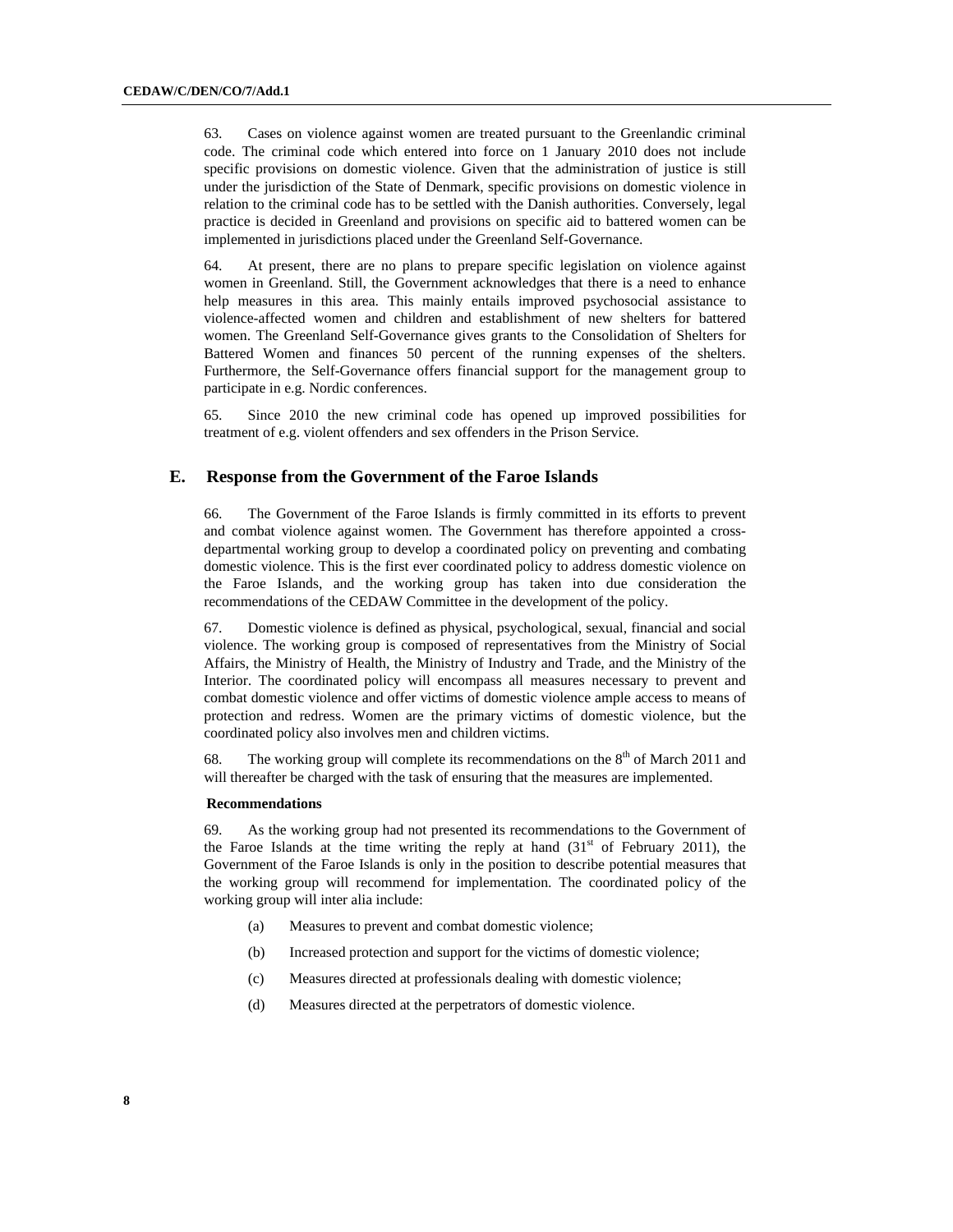63. Cases on violence against women are treated pursuant to the Greenlandic criminal code. The criminal code which entered into force on 1 January 2010 does not include specific provisions on domestic violence. Given that the administration of justice is still under the jurisdiction of the State of Denmark, specific provisions on domestic violence in relation to the criminal code has to be settled with the Danish authorities. Conversely, legal practice is decided in Greenland and provisions on specific aid to battered women can be implemented in jurisdictions placed under the Greenland Self-Governance.

64. At present, there are no plans to prepare specific legislation on violence against women in Greenland. Still, the Government acknowledges that there is a need to enhance help measures in this area. This mainly entails improved psychosocial assistance to violence-affected women and children and establishment of new shelters for battered women. The Greenland Self-Governance gives grants to the Consolidation of Shelters for Battered Women and finances 50 percent of the running expenses of the shelters. Furthermore, the Self-Governance offers financial support for the management group to participate in e.g. Nordic conferences.

65. Since 2010 the new criminal code has opened up improved possibilities for treatment of e.g. violent offenders and sex offenders in the Prison Service.

## E. Response from the Government of the Faroe Islands

66. The Government of the Faroe Islands is firmly committed in its efforts to prevent and combat violence against women. The Government has therefore appointed a cross-departmental working group to develop a coordinated policy on preventing and combating domestic violence. This is the first ever coordinated policy to address domestic violence on the Faroe Islands, and the working group has taken into due consideration the recommendations of the CEDAW Committee in the development of the policy.

67. Domestic violence is defined as physical, psychological, sexual, financial and social violence. The working group is composed of representatives from the Ministry of Social Affairs, the Ministry of Health, the Ministry of Industry and Trade, and the Ministry of the Interior. The coordinated policy will encompass all measures necessary to prevent and combat domestic violence and offer victims of domestic violence ample access to means of protection and redress. Women are the primary victims of domestic violence, but the coordinated policy also involves men and children victims.

68. The working group will complete its recommendations on the 8th of March 2011 and will thereafter be charged with the task of ensuring that the measures are implemented.

### Recommendations

69. As the working group had not presented its recommendations to the Government of the Faroe Islands at the time writing the reply at hand (31st of February 2011), the Government of the Faroe Islands is only in the position to describe potential measures that the working group will recommend for implementation. The coordinated policy of the working group will inter alia include:

(a) Measures to prevent and combat domestic violence;

(b) Increased protection and support for the victims of domestic violence;

(c) Measures directed at professionals dealing with domestic violence;

(d) Measures directed at the perpetrators of domestic violence.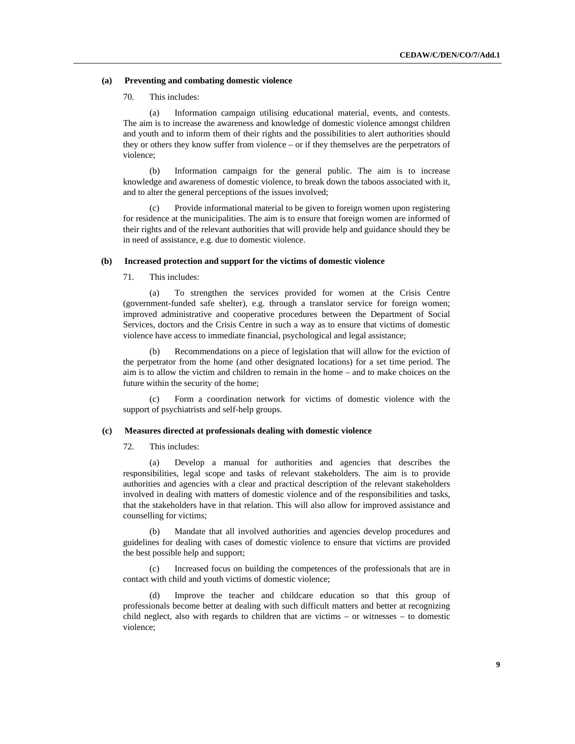### (a) Preventing and combating domestic violence

70. This includes:

(a) Information campaign utilising educational material, events, and contests. The aim is to increase the awareness and knowledge of domestic violence amongst children and youth and to inform them of their rights and the possibilities to alert authorities should they or others they know suffer from violence – or if they themselves are the perpetrators of violence;

(b) Information campaign for the general public. The aim is to increase knowledge and awareness of domestic violence, to break down the taboos associated with it, and to alter the general perceptions of the issues involved;

(c) Provide informational material to be given to foreign women upon registering for residence at the municipalities. The aim is to ensure that foreign women are informed of their rights and of the relevant authorities that will provide help and guidance should they be in need of assistance, e.g. due to domestic violence.

### (b) Increased protection and support for the victims of domestic violence

71. This includes:

(a) To strengthen the services provided for women at the Crisis Centre (government-funded safe shelter), e.g. through a translator service for foreign women; improved administrative and cooperative procedures between the Department of Social Services, doctors and the Crisis Centre in such a way as to ensure that victims of domestic violence have access to immediate financial, psychological and legal assistance;

(b) Recommendations on a piece of legislation that will allow for the eviction of the perpetrator from the home (and other designated locations) for a set time period. The aim is to allow the victim and children to remain in the home – and to make choices on the future within the security of the home;

(c) Form a coordination network for victims of domestic violence with the support of psychiatrists and self-help groups.

### (c) Measures directed at professionals dealing with domestic violence

72. This includes:

(a) Develop a manual for authorities and agencies that describes the responsibilities, legal scope and tasks of relevant stakeholders. The aim is to provide authorities and agencies with a clear and practical description of the relevant stakeholders involved in dealing with matters of domestic violence and of the responsibilities and tasks, that the stakeholders have in that relation. This will also allow for improved assistance and counselling for victims;

(b) Mandate that all involved authorities and agencies develop procedures and guidelines for dealing with cases of domestic violence to ensure that victims are provided the best possible help and support;

(c) Increased focus on building the competences of the professionals that are in contact with child and youth victims of domestic violence;

(d) Improve the teacher and childcare education so that this group of professionals become better at dealing with such difficult matters and better at recognizing child neglect, also with regards to children that are victims – or witnesses – to domestic violence;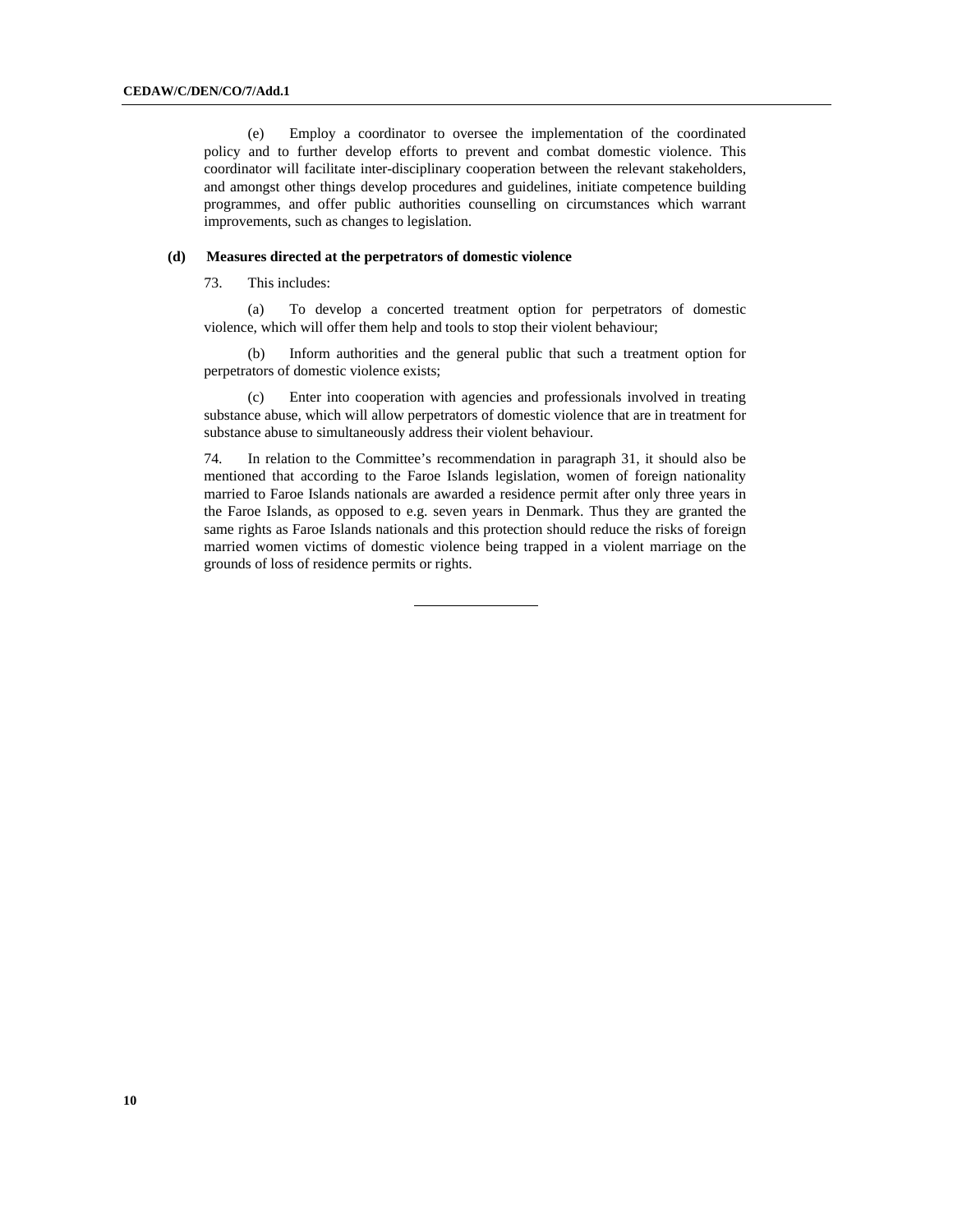(e) Employ a coordinator to oversee the implementation of the coordinated policy and to further develop efforts to prevent and combat domestic violence. This coordinator will facilitate inter-disciplinary cooperation between the relevant stakeholders, and amongst other things develop procedures and guidelines, initiate competence building programmes, and offer public authorities counselling on circumstances which warrant improvements, such as changes to legislation.

### (d) Measures directed at the perpetrators of domestic violence

73. This includes:

(a) To develop a concerted treatment option for perpetrators of domestic violence, which will offer them help and tools to stop their violent behaviour;

(b) Inform authorities and the general public that such a treatment option for perpetrators of domestic violence exists;

(c) Enter into cooperation with agencies and professionals involved in treating substance abuse, which will allow perpetrators of domestic violence that are in treatment for substance abuse to simultaneously address their violent behaviour.

74. In relation to the Committee's recommendation in paragraph 31, it should also be mentioned that according to the Faroe Islands legislation, women of foreign nationality married to Faroe Islands nationals are awarded a residence permit after only three years in the Faroe Islands, as opposed to e.g. seven years in Denmark. Thus they are granted the same rights as Faroe Islands nationals and this protection should reduce the risks of foreign married women victims of domestic violence being trapped in a violent marriage on the grounds of loss of residence permits or rights.